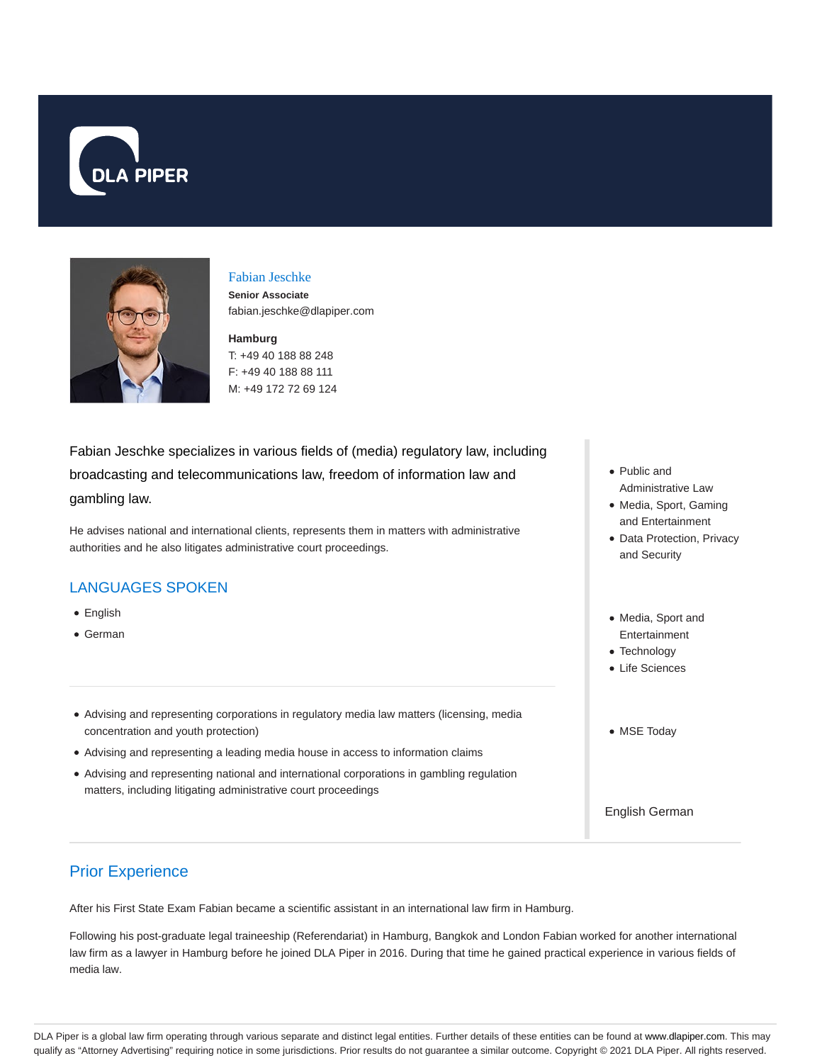DLA PIPER

## Fabian Jeschke

**Senior Associate**
fabian.jeschke@dlapiper.com

**Hamburg**
T: +49 40 188 88 248
F: +49 40 188 88 111
M: +49 172 72 69 124

Fabian Jeschke specializes in various fields of (media) regulatory law, including broadcasting and telecommunications law, freedom of information law and gambling law.

He advises national and international clients, represents them in matters with administrative authorities and he also litigates administrative court proceedings.

### LANGUAGES SPOKEN

- English
- German

- Advising and representing corporations in regulatory media law matters (licensing, media concentration and youth protection)
- Advising and representing a leading media house in access to information claims
- Advising and representing national and international corporations in gambling regulation matters, including litigating administrative court proceedings

- Public and Administrative Law
- Media, Sport, Gaming and Entertainment
- Data Protection, Privacy and Security

- Media, Sport and Entertainment
- Technology
- Life Sciences

- MSE Today

English German

## Prior Experience

After his First State Exam Fabian became a scientific assistant in an international law firm in Hamburg.

Following his post-graduate legal traineeship (Referendariat) in Hamburg, Bangkok and London Fabian worked for another international law firm as a lawyer in Hamburg before he joined DLA Piper in 2016. During that time he gained practical experience in various fields of media law.

DLA Piper is a global law firm operating through various separate and distinct legal entities. Further details of these entities can be found at www.dlapiper.com. This may qualify as "Attorney Advertising" requiring notice in some jurisdictions. Prior results do not guarantee a similar outcome. Copyright © 2021 DLA Piper. All rights reserved.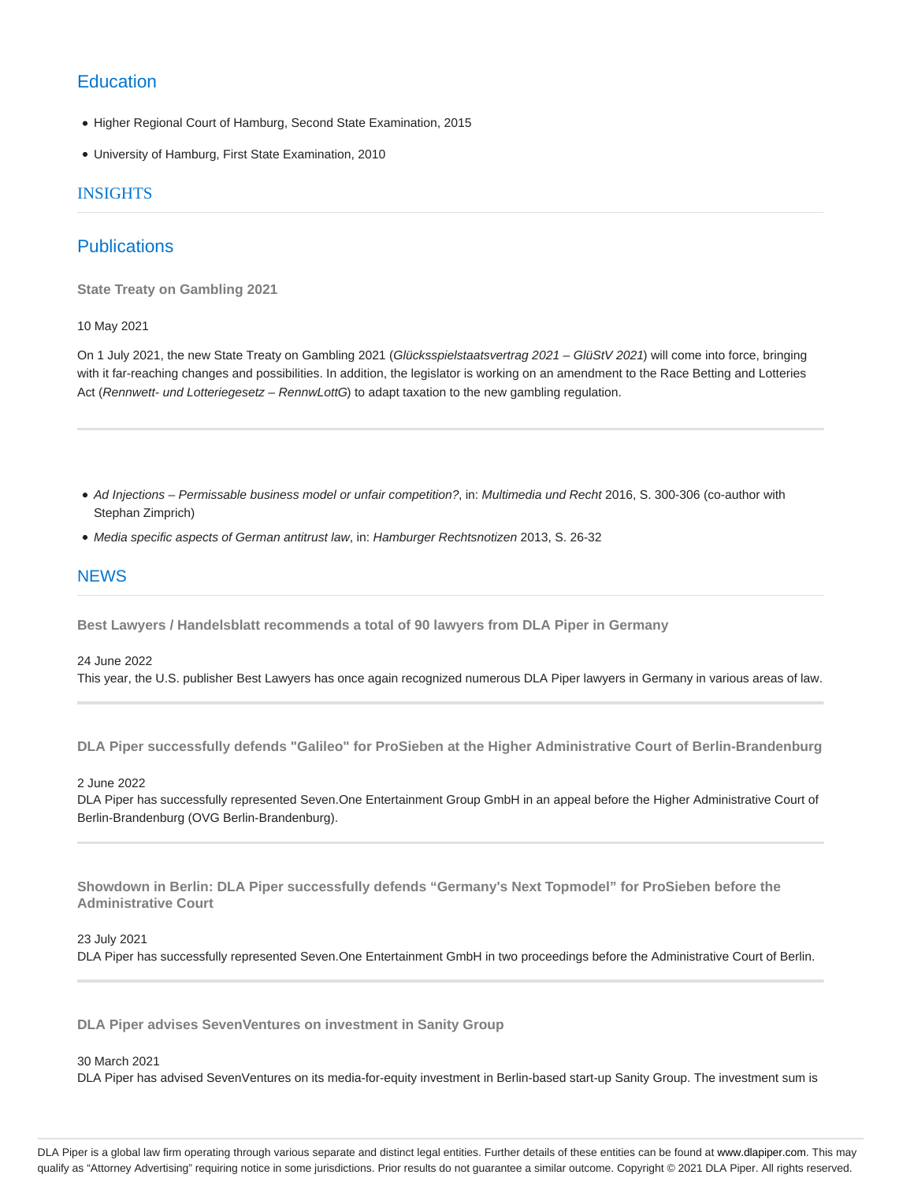## Education

- Higher Regional Court of Hamburg, Second State Examination, 2015
- University of Hamburg, First State Examination, 2010

## INSIGHTS

## Publications

**State Treaty on Gambling 2021**

10 May 2021

On 1 July 2021, the new State Treaty on Gambling 2021 (*Glücksspielstaatsvertrag 2021 – GlüStV 2021*) will come into force, bringing with it far-reaching changes and possibilities. In addition, the legislator is working on an amendment to the Race Betting and Lotteries Act (*Rennwett- und Lotteriegesetz – RennwLottG*) to adapt taxation to the new gambling regulation.

---

- *Ad Injections – Permissable business model or unfair competition?*, in: *Multimedia und Recht* 2016, S. 300-306 (co-author with Stephan Zimprich)
- *Media specific aspects of German antitrust law*, in: *Hamburger Rechtsnotizen* 2013, S. 26-32

## NEWS

**Best Lawyers / Handelsblatt recommends a total of 90 lawyers from DLA Piper in Germany**

24 June 2022

This year, the U.S. publisher Best Lawyers has once again recognized numerous DLA Piper lawyers in Germany in various areas of law.

---

**DLA Piper successfully defends "Galileo" for ProSieben at the Higher Administrative Court of Berlin-Brandenburg**

2 June 2022

DLA Piper has successfully represented Seven.One Entertainment Group GmbH in an appeal before the Higher Administrative Court of Berlin-Brandenburg (OVG Berlin-Brandenburg).

---

**Showdown in Berlin: DLA Piper successfully defends “Germany's Next Topmodel” for ProSieben before the Administrative Court**

23 July 2021

DLA Piper has successfully represented Seven.One Entertainment GmbH in two proceedings before the Administrative Court of Berlin.

---

**DLA Piper advises SevenVentures on investment in Sanity Group**

30 March 2021

DLA Piper has advised SevenVentures on its media-for-equity investment in Berlin-based start-up Sanity Group. The investment sum is

DLA Piper is a global law firm operating through various separate and distinct legal entities. Further details of these entities can be found at www.dlapiper.com. This may qualify as “Attorney Advertising” requiring notice in some jurisdictions. Prior results do not guarantee a similar outcome. Copyright © 2021 DLA Piper. All rights reserved.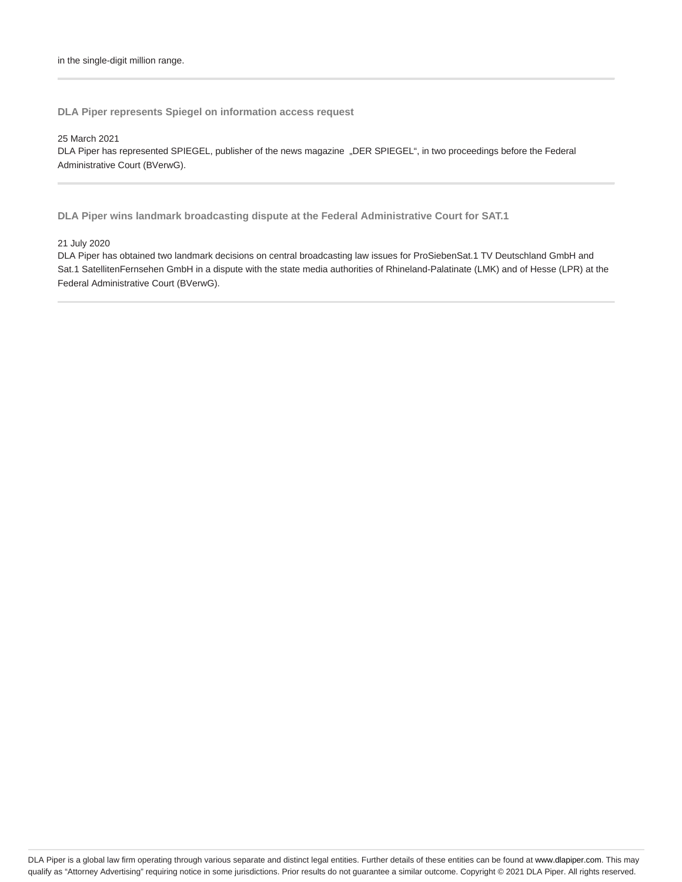in the single-digit million range.

---

**DLA Piper represents Spiegel on information access request**

25 March 2021
DLA Piper has represented SPIEGEL, publisher of the news magazine „DER SPIEGEL“, in two proceedings before the Federal Administrative Court (BVerwG).

---

**DLA Piper wins landmark broadcasting dispute at the Federal Administrative Court for SAT.1**

21 July 2020
DLA Piper has obtained two landmark decisions on central broadcasting law issues for ProSiebenSat.1 TV Deutschland GmbH and Sat.1 SatellitenFernsehen GmbH in a dispute with the state media authorities of Rhineland-Palatinate (LMK) and of Hesse (LPR) at the Federal Administrative Court (BVerwG).

---

DLA Piper is a global law firm operating through various separate and distinct legal entities. Further details of these entities can be found at www.dlapiper.com. This may qualify as “Attorney Advertising” requiring notice in some jurisdictions. Prior results do not guarantee a similar outcome. Copyright © 2021 DLA Piper. All rights reserved.